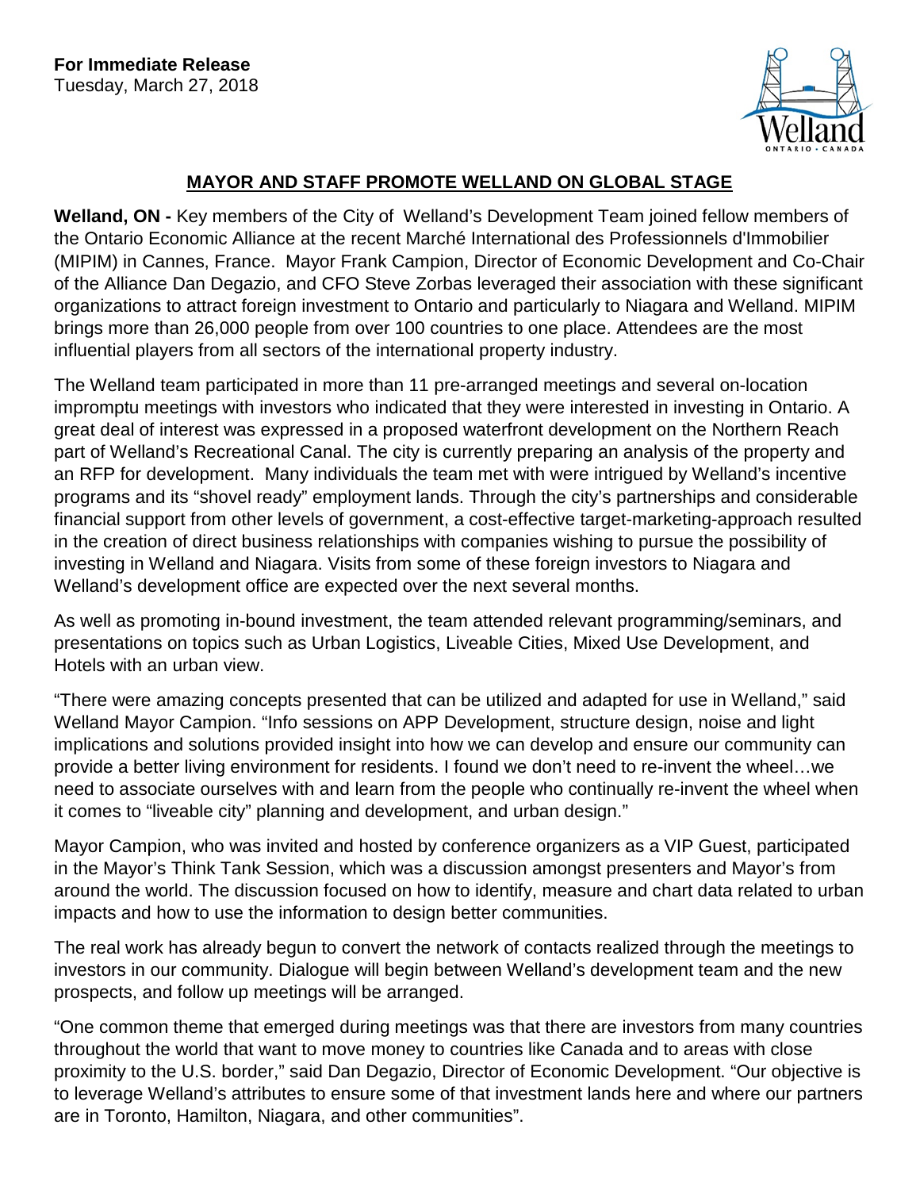**For Immediate Release**
Tuesday, March 27, 2018

## MAYOR AND STAFF PROMOTE WELLAND ON GLOBAL STAGE

**Welland, ON -** Key members of the City of Welland's Development Team joined fellow members of the Ontario Economic Alliance at the recent Marché International des Professionnels d'Immobilier (MIPIM) in Cannes, France. Mayor Frank Campion, Director of Economic Development and Co-Chair of the Alliance Dan Degazio, and CFO Steve Zorbas leveraged their association with these significant organizations to attract foreign investment to Ontario and particularly to Niagara and Welland. MIPIM brings more than 26,000 people from over 100 countries to one place. Attendees are the most influential players from all sectors of the international property industry.

The Welland team participated in more than 11 pre-arranged meetings and several on-location impromptu meetings with investors who indicated that they were interested in investing in Ontario. A great deal of interest was expressed in a proposed waterfront development on the Northern Reach part of Welland's Recreational Canal. The city is currently preparing an analysis of the property and an RFP for development. Many individuals the team met with were intrigued by Welland's incentive programs and its "shovel ready" employment lands. Through the city's partnerships and considerable financial support from other levels of government, a cost-effective target-marketing-approach resulted in the creation of direct business relationships with companies wishing to pursue the possibility of investing in Welland and Niagara. Visits from some of these foreign investors to Niagara and Welland's development office are expected over the next several months.

As well as promoting in-bound investment, the team attended relevant programming/seminars, and presentations on topics such as Urban Logistics, Liveable Cities, Mixed Use Development, and Hotels with an urban view.

"There were amazing concepts presented that can be utilized and adapted for use in Welland," said Welland Mayor Campion. "Info sessions on APP Development, structure design, noise and light implications and solutions provided insight into how we can develop and ensure our community can provide a better living environment for residents. I found we don't need to re-invent the wheel…we need to associate ourselves with and learn from the people who continually re-invent the wheel when it comes to "liveable city" planning and development, and urban design."

Mayor Campion, who was invited and hosted by conference organizers as a VIP Guest, participated in the Mayor's Think Tank Session, which was a discussion amongst presenters and Mayor's from around the world. The discussion focused on how to identify, measure and chart data related to urban impacts and how to use the information to design better communities.

The real work has already begun to convert the network of contacts realized through the meetings to investors in our community. Dialogue will begin between Welland's development team and the new prospects, and follow up meetings will be arranged.

"One common theme that emerged during meetings was that there are investors from many countries throughout the world that want to move money to countries like Canada and to areas with close proximity to the U.S. border," said Dan Degazio, Director of Economic Development. "Our objective is to leverage Welland's attributes to ensure some of that investment lands here and where our partners are in Toronto, Hamilton, Niagara, and other communities".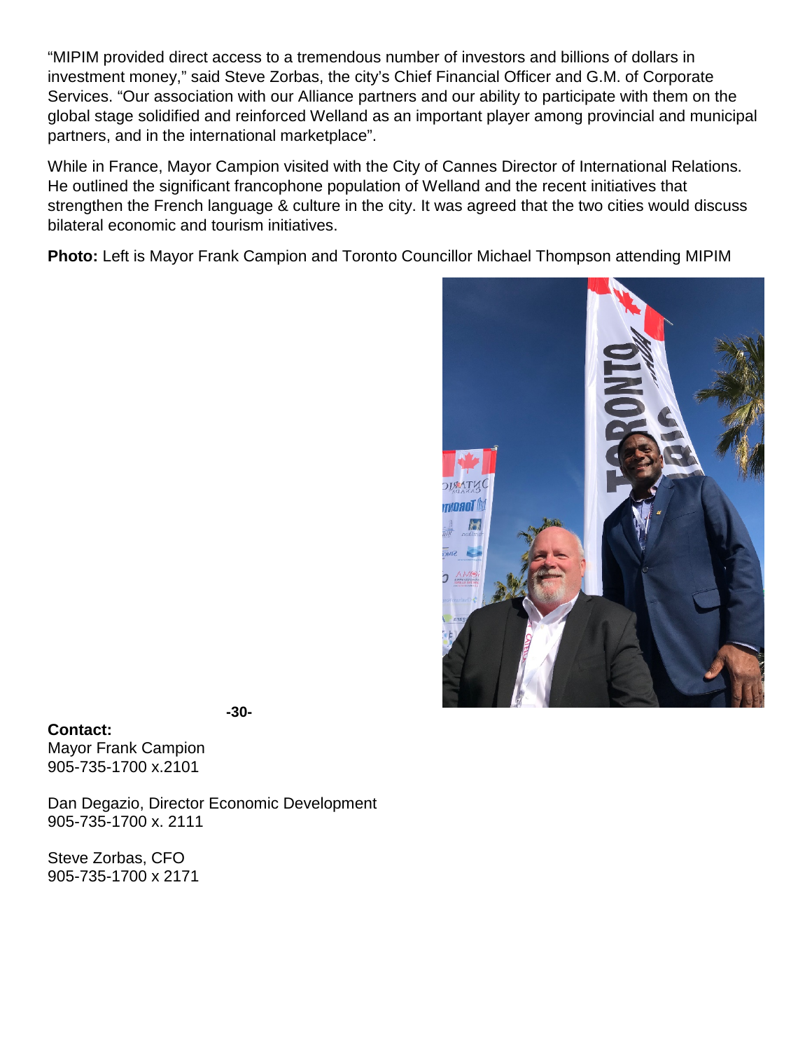"MIPIM provided direct access to a tremendous number of investors and billions of dollars in investment money," said Steve Zorbas, the city's Chief Financial Officer and G.M. of Corporate Services. "Our association with our Alliance partners and our ability to participate with them on the global stage solidified and reinforced Welland as an important player among provincial and municipal partners, and in the international marketplace".

While in France, Mayor Campion visited with the City of Cannes Director of International Relations. He outlined the significant francophone population of Welland and the recent initiatives that strengthen the French language & culture in the city. It was agreed that the two cities would discuss bilateral economic and tourism initiatives.

**Photo:** Left is Mayor Frank Campion and Toronto Councillor Michael Thompson attending MIPIM

**-30-**

**Contact:**
Mayor Frank Campion
905-735-1700 x.2101

Dan Degazio, Director Economic Development
905-735-1700 x. 2111

Steve Zorbas, CFO
905-735-1700 x 2171